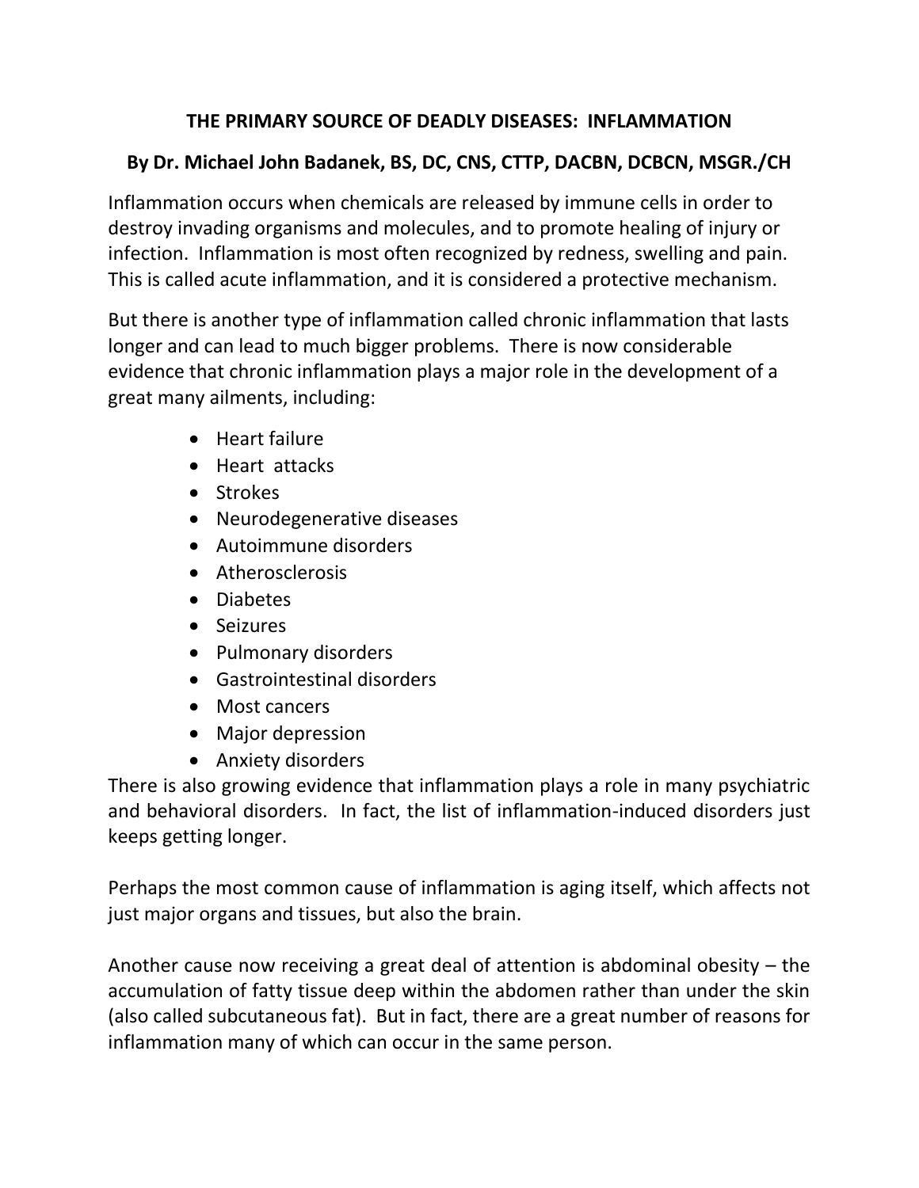# THE PRIMARY SOURCE OF DEADLY DISEASES: INFLAMMATION

**By Dr. Michael John Badanek, BS, DC, CNS, CTTP, DACBN, DCBCN, MSGR./CH**

Inflammation occurs when chemicals are released by immune cells in order to destroy invading organisms and molecules, and to promote healing of injury or infection. Inflammation is most often recognized by redness, swelling and pain. This is called acute inflammation, and it is considered a protective mechanism.

But there is another type of inflammation called chronic inflammation that lasts longer and can lead to much bigger problems. There is now considerable evidence that chronic inflammation plays a major role in the development of a great many ailments, including:

- Heart failure
- Heart attacks
- Strokes
- Neurodegenerative diseases
- Autoimmune disorders
- Atherosclerosis
- Diabetes
- Seizures
- Pulmonary disorders
- Gastrointestinal disorders
- Most cancers
- Major depression
- Anxiety disorders

There is also growing evidence that inflammation plays a role in many psychiatric and behavioral disorders. In fact, the list of inflammation-induced disorders just keeps getting longer.

Perhaps the most common cause of inflammation is aging itself, which affects not just major organs and tissues, but also the brain.

Another cause now receiving a great deal of attention is abdominal obesity – the accumulation of fatty tissue deep within the abdomen rather than under the skin (also called subcutaneous fat). But in fact, there are a great number of reasons for inflammation many of which can occur in the same person.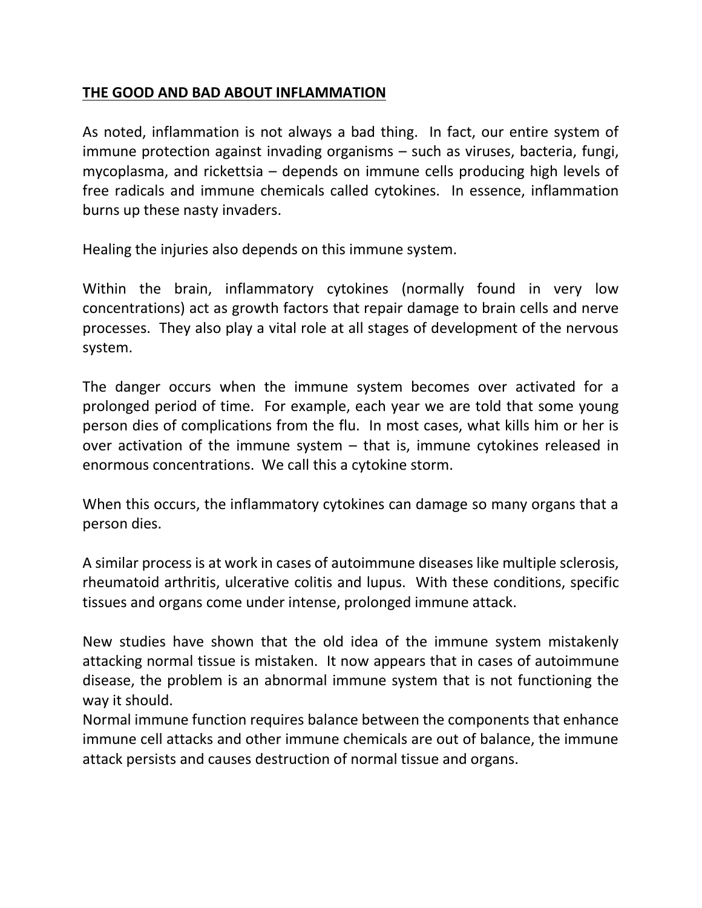## THE GOOD AND BAD ABOUT INFLAMMATION

As noted, inflammation is not always a bad thing. In fact, our entire system of immune protection against invading organisms – such as viruses, bacteria, fungi, mycoplasma, and rickettsia – depends on immune cells producing high levels of free radicals and immune chemicals called cytokines. In essence, inflammation burns up these nasty invaders.

Healing the injuries also depends on this immune system.

Within the brain, inflammatory cytokines (normally found in very low concentrations) act as growth factors that repair damage to brain cells and nerve processes. They also play a vital role at all stages of development of the nervous system.

The danger occurs when the immune system becomes over activated for a prolonged period of time. For example, each year we are told that some young person dies of complications from the flu. In most cases, what kills him or her is over activation of the immune system – that is, immune cytokines released in enormous concentrations. We call this a cytokine storm.

When this occurs, the inflammatory cytokines can damage so many organs that a person dies.

A similar process is at work in cases of autoimmune diseases like multiple sclerosis, rheumatoid arthritis, ulcerative colitis and lupus. With these conditions, specific tissues and organs come under intense, prolonged immune attack.

New studies have shown that the old idea of the immune system mistakenly attacking normal tissue is mistaken. It now appears that in cases of autoimmune disease, the problem is an abnormal immune system that is not functioning the way it should.
Normal immune function requires balance between the components that enhance immune cell attacks and other immune chemicals are out of balance, the immune attack persists and causes destruction of normal tissue and organs.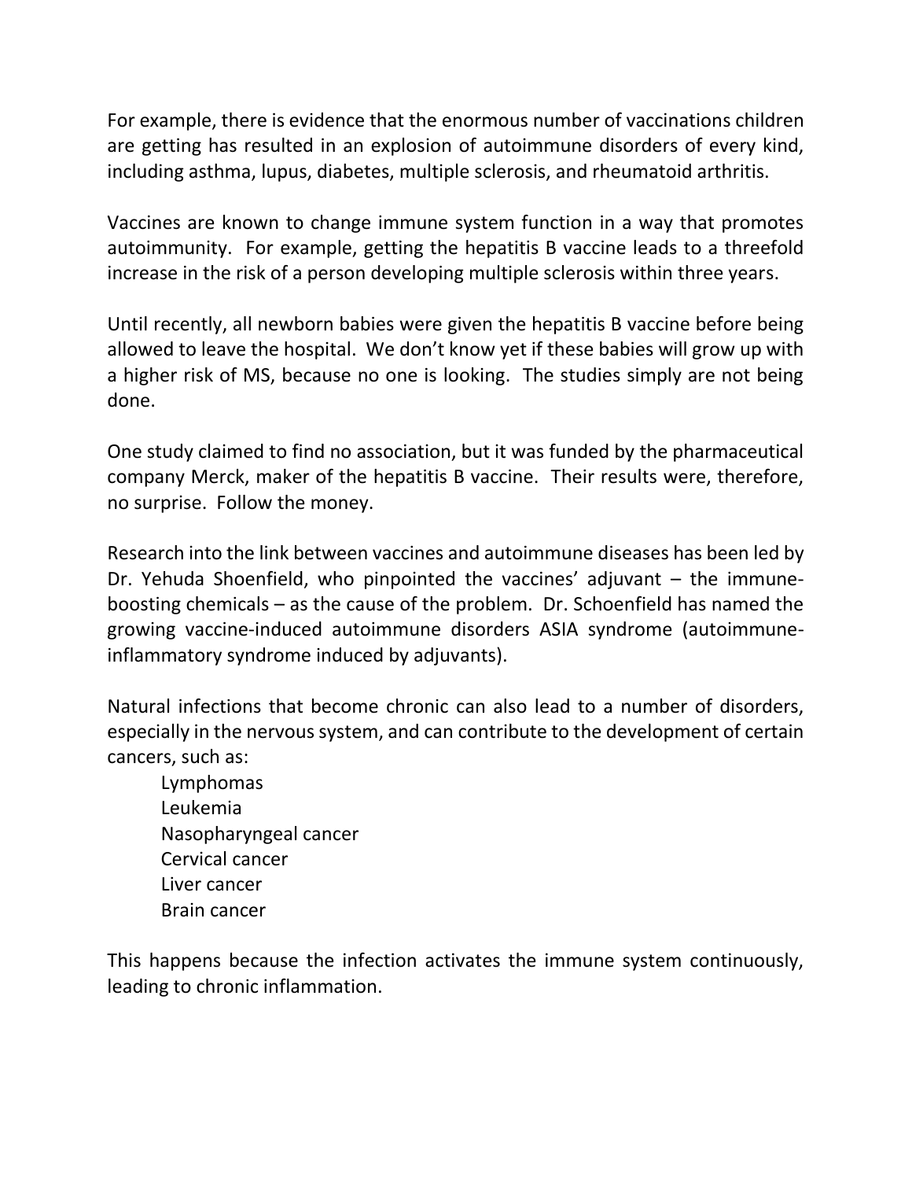For example, there is evidence that the enormous number of vaccinations children are getting has resulted in an explosion of autoimmune disorders of every kind, including asthma, lupus, diabetes, multiple sclerosis, and rheumatoid arthritis.

Vaccines are known to change immune system function in a way that promotes autoimmunity. For example, getting the hepatitis B vaccine leads to a threefold increase in the risk of a person developing multiple sclerosis within three years.

Until recently, all newborn babies were given the hepatitis B vaccine before being allowed to leave the hospital. We don't know yet if these babies will grow up with a higher risk of MS, because no one is looking. The studies simply are not being done.

One study claimed to find no association, but it was funded by the pharmaceutical company Merck, maker of the hepatitis B vaccine. Their results were, therefore, no surprise. Follow the money.

Research into the link between vaccines and autoimmune diseases has been led by Dr. Yehuda Shoenfield, who pinpointed the vaccines' adjuvant – the immune-boosting chemicals – as the cause of the problem. Dr. Schoenfield has named the growing vaccine-induced autoimmune disorders ASIA syndrome (autoimmune-inflammatory syndrome induced by adjuvants).

Natural infections that become chronic can also lead to a number of disorders, especially in the nervous system, and can contribute to the development of certain cancers, such as:

- Lymphomas
- Leukemia
- Nasopharyngeal cancer
- Cervical cancer
- Liver cancer
- Brain cancer

This happens because the infection activates the immune system continuously, leading to chronic inflammation.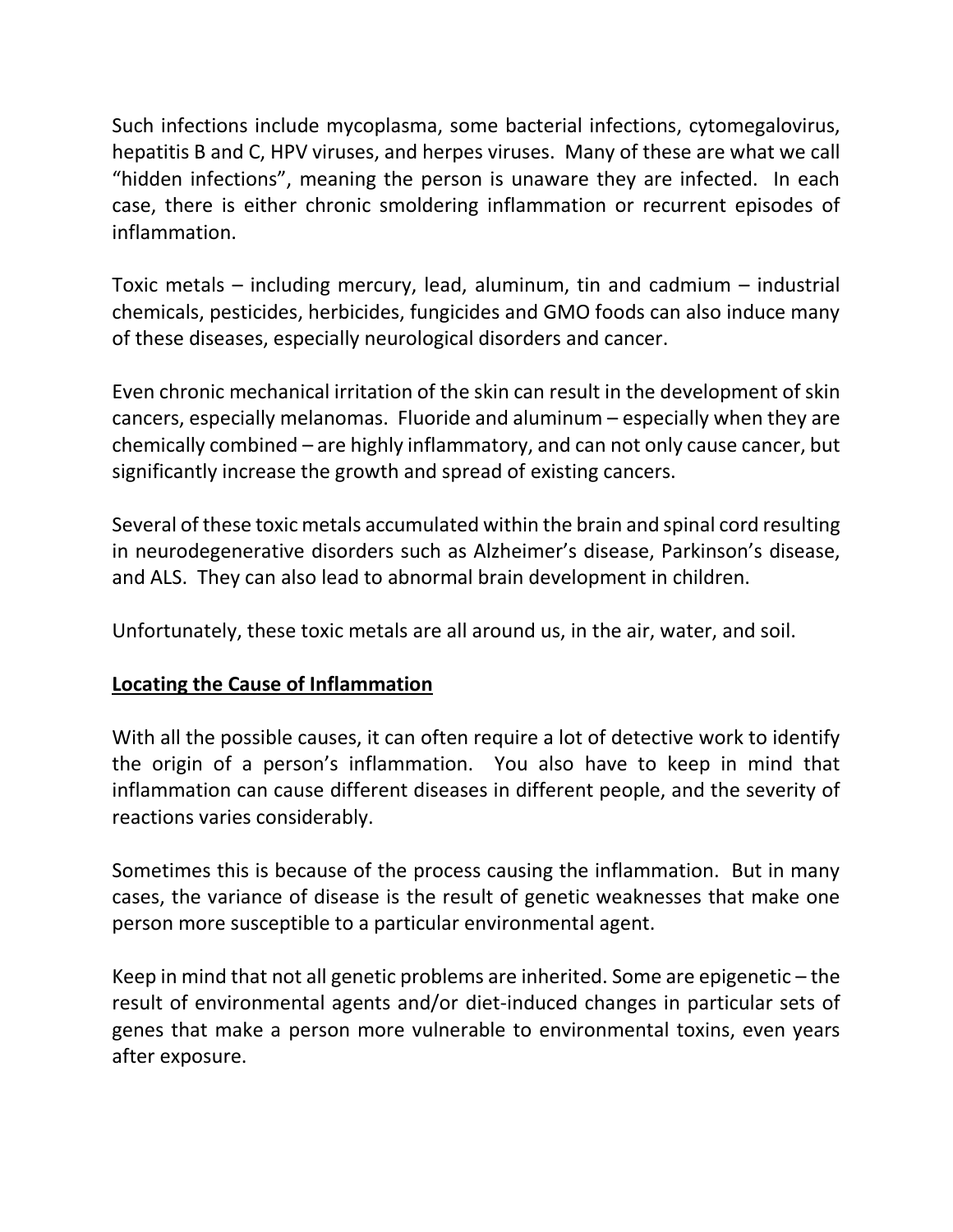Such infections include mycoplasma, some bacterial infections, cytomegalovirus, hepatitis B and C, HPV viruses, and herpes viruses. Many of these are what we call "hidden infections", meaning the person is unaware they are infected. In each case, there is either chronic smoldering inflammation or recurrent episodes of inflammation.

Toxic metals – including mercury, lead, aluminum, tin and cadmium – industrial chemicals, pesticides, herbicides, fungicides and GMO foods can also induce many of these diseases, especially neurological disorders and cancer.

Even chronic mechanical irritation of the skin can result in the development of skin cancers, especially melanomas. Fluoride and aluminum – especially when they are chemically combined – are highly inflammatory, and can not only cause cancer, but significantly increase the growth and spread of existing cancers.

Several of these toxic metals accumulated within the brain and spinal cord resulting in neurodegenerative disorders such as Alzheimer's disease, Parkinson's disease, and ALS. They can also lead to abnormal brain development in children.

Unfortunately, these toxic metals are all around us, in the air, water, and soil.

## **Locating the Cause of Inflammation**

With all the possible causes, it can often require a lot of detective work to identify the origin of a person's inflammation. You also have to keep in mind that inflammation can cause different diseases in different people, and the severity of reactions varies considerably.

Sometimes this is because of the process causing the inflammation. But in many cases, the variance of disease is the result of genetic weaknesses that make one person more susceptible to a particular environmental agent.

Keep in mind that not all genetic problems are inherited. Some are epigenetic – the result of environmental agents and/or diet-induced changes in particular sets of genes that make a person more vulnerable to environmental toxins, even years after exposure.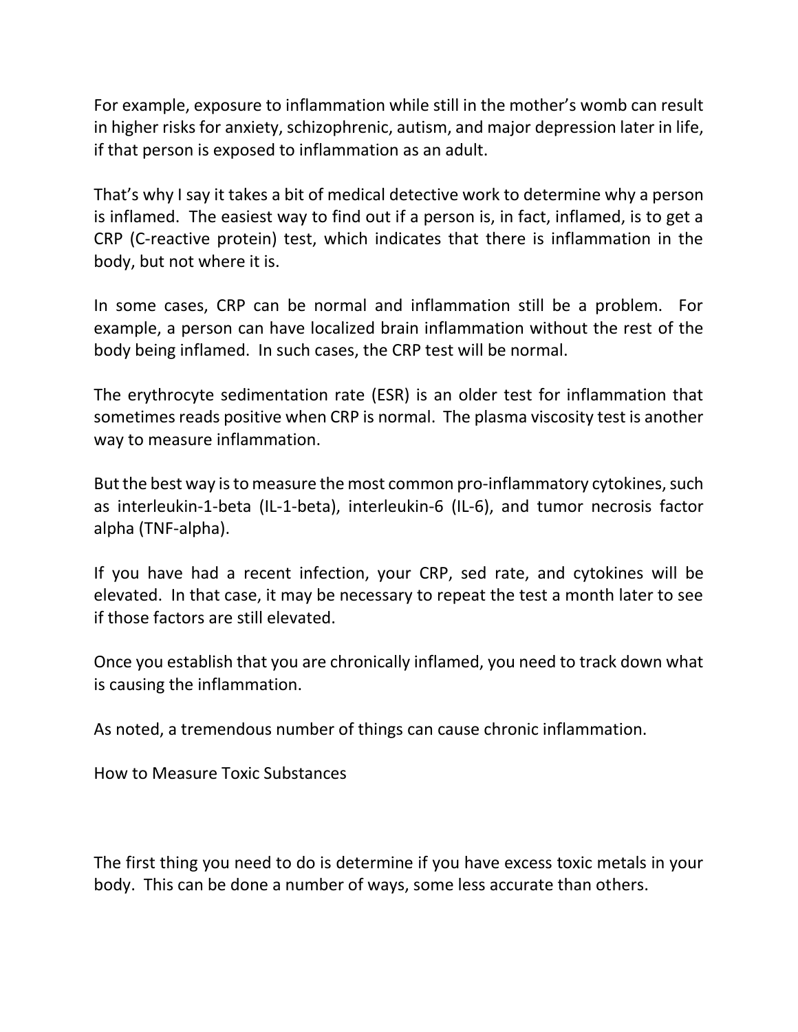For example, exposure to inflammation while still in the mother's womb can result in higher risks for anxiety, schizophrenic, autism, and major depression later in life, if that person is exposed to inflammation as an adult.

That's why I say it takes a bit of medical detective work to determine why a person is inflamed. The easiest way to find out if a person is, in fact, inflamed, is to get a CRP (C-reactive protein) test, which indicates that there is inflammation in the body, but not where it is.

In some cases, CRP can be normal and inflammation still be a problem. For example, a person can have localized brain inflammation without the rest of the body being inflamed. In such cases, the CRP test will be normal.

The erythrocyte sedimentation rate (ESR) is an older test for inflammation that sometimes reads positive when CRP is normal. The plasma viscosity test is another way to measure inflammation.

But the best way is to measure the most common pro-inflammatory cytokines, such as interleukin-1-beta (IL-1-beta), interleukin-6 (IL-6), and tumor necrosis factor alpha (TNF-alpha).

If you have had a recent infection, your CRP, sed rate, and cytokines will be elevated. In that case, it may be necessary to repeat the test a month later to see if those factors are still elevated.

Once you establish that you are chronically inflamed, you need to track down what is causing the inflammation.

As noted, a tremendous number of things can cause chronic inflammation.

## How to Measure Toxic Substances

The first thing you need to do is determine if you have excess toxic metals in your body. This can be done a number of ways, some less accurate than others.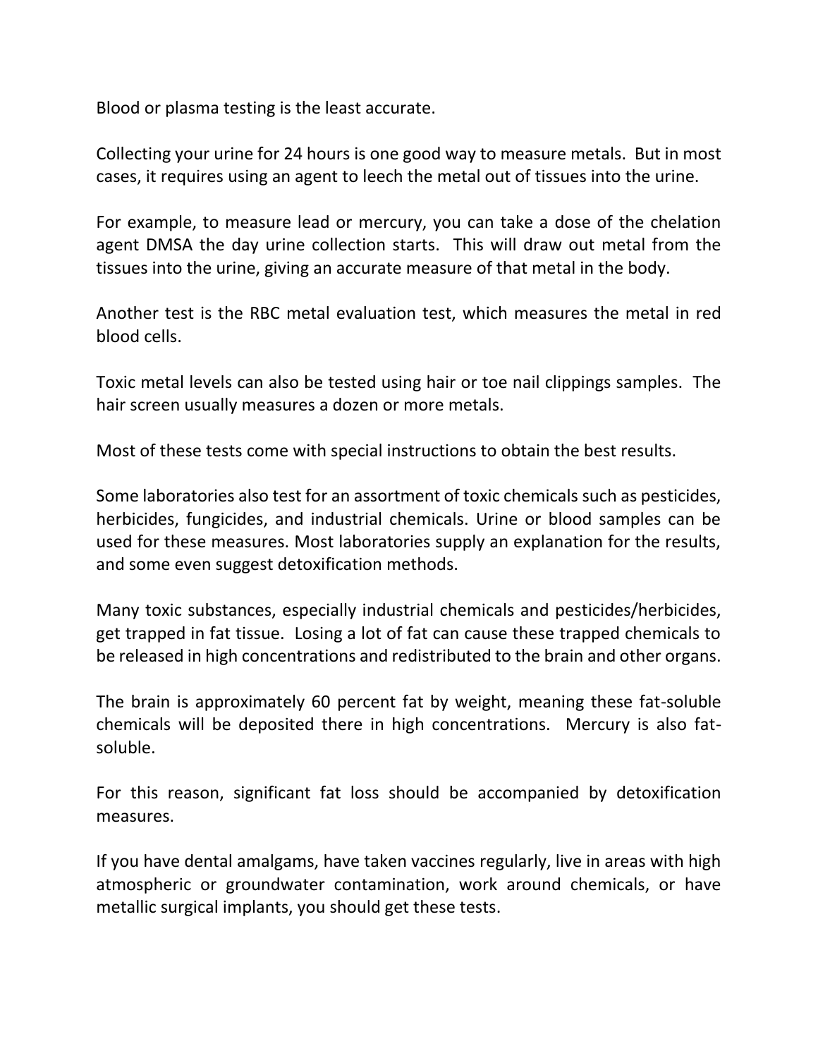Blood or plasma testing is the least accurate.

Collecting your urine for 24 hours is one good way to measure metals. But in most cases, it requires using an agent to leech the metal out of tissues into the urine.

For example, to measure lead or mercury, you can take a dose of the chelation agent DMSA the day urine collection starts. This will draw out metal from the tissues into the urine, giving an accurate measure of that metal in the body.

Another test is the RBC metal evaluation test, which measures the metal in red blood cells.

Toxic metal levels can also be tested using hair or toe nail clippings samples. The hair screen usually measures a dozen or more metals.

Most of these tests come with special instructions to obtain the best results.

Some laboratories also test for an assortment of toxic chemicals such as pesticides, herbicides, fungicides, and industrial chemicals. Urine or blood samples can be used for these measures. Most laboratories supply an explanation for the results, and some even suggest detoxification methods.

Many toxic substances, especially industrial chemicals and pesticides/herbicides, get trapped in fat tissue. Losing a lot of fat can cause these trapped chemicals to be released in high concentrations and redistributed to the brain and other organs.

The brain is approximately 60 percent fat by weight, meaning these fat-soluble chemicals will be deposited there in high concentrations. Mercury is also fat-soluble.

For this reason, significant fat loss should be accompanied by detoxification measures.

If you have dental amalgams, have taken vaccines regularly, live in areas with high atmospheric or groundwater contamination, work around chemicals, or have metallic surgical implants, you should get these tests.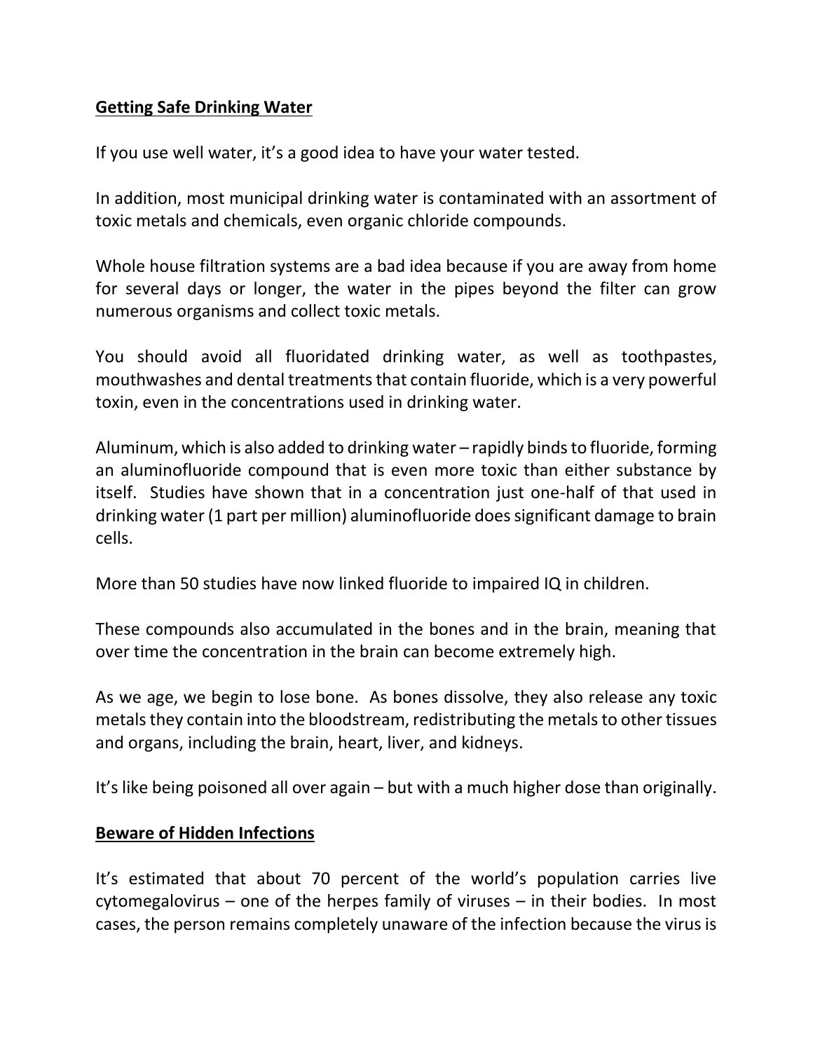## Getting Safe Drinking Water

If you use well water, it’s a good idea to have your water tested.

In addition, most municipal drinking water is contaminated with an assortment of toxic metals and chemicals, even organic chloride compounds.

Whole house filtration systems are a bad idea because if you are away from home for several days or longer, the water in the pipes beyond the filter can grow numerous organisms and collect toxic metals.

You should avoid all fluoridated drinking water, as well as toothpastes, mouthwashes and dental treatments that contain fluoride, which is a very powerful toxin, even in the concentrations used in drinking water.

Aluminum, which is also added to drinking water – rapidly binds to fluoride, forming an aluminofluoride compound that is even more toxic than either substance by itself. Studies have shown that in a concentration just one-half of that used in drinking water (1 part per million) aluminofluoride does significant damage to brain cells.

More than 50 studies have now linked fluoride to impaired IQ in children.

These compounds also accumulated in the bones and in the brain, meaning that over time the concentration in the brain can become extremely high.

As we age, we begin to lose bone. As bones dissolve, they also release any toxic metals they contain into the bloodstream, redistributing the metals to other tissues and organs, including the brain, heart, liver, and kidneys.

It’s like being poisoned all over again – but with a much higher dose than originally.

## Beware of Hidden Infections

It’s estimated that about 70 percent of the world’s population carries live cytomegalovirus – one of the herpes family of viruses – in their bodies. In most cases, the person remains completely unaware of the infection because the virus is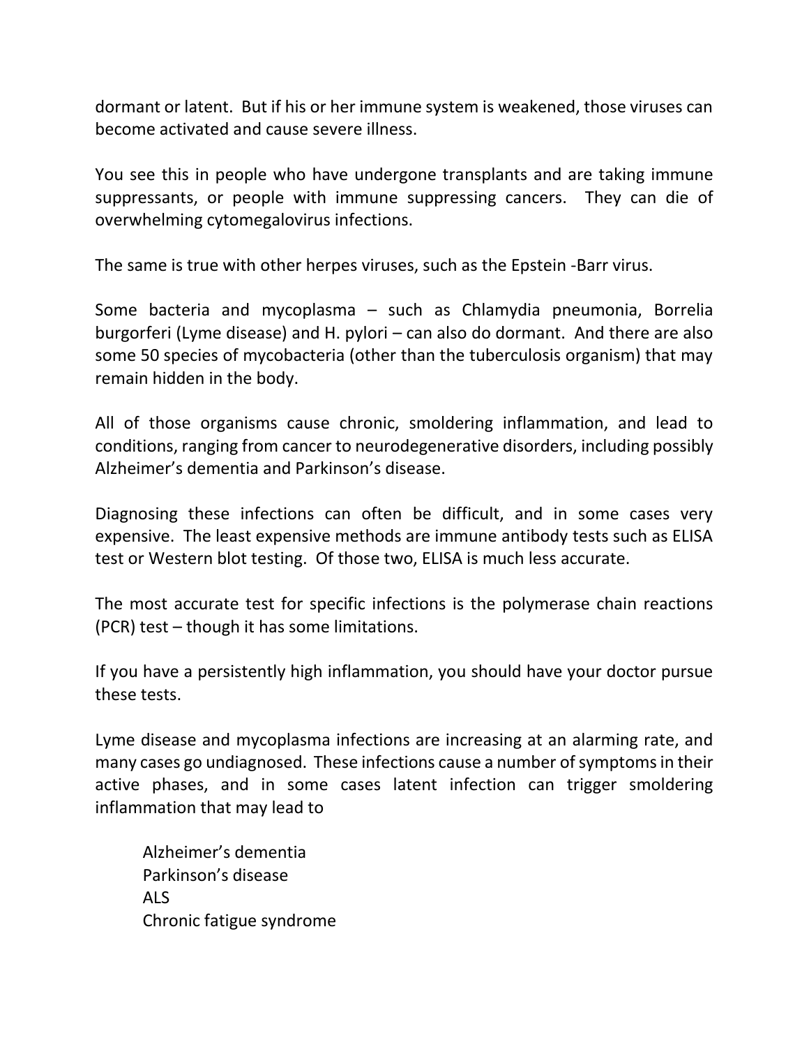dormant or latent. But if his or her immune system is weakened, those viruses can become activated and cause severe illness.

You see this in people who have undergone transplants and are taking immune suppressants, or people with immune suppressing cancers. They can die of overwhelming cytomegalovirus infections.

The same is true with other herpes viruses, such as the Epstein -Barr virus.

Some bacteria and mycoplasma – such as Chlamydia pneumonia, Borrelia burgorferi (Lyme disease) and H. pylori – can also do dormant. And there are also some 50 species of mycobacteria (other than the tuberculosis organism) that may remain hidden in the body.

All of those organisms cause chronic, smoldering inflammation, and lead to conditions, ranging from cancer to neurodegenerative disorders, including possibly Alzheimer's dementia and Parkinson's disease.

Diagnosing these infections can often be difficult, and in some cases very expensive. The least expensive methods are immune antibody tests such as ELISA test or Western blot testing. Of those two, ELISA is much less accurate.

The most accurate test for specific infections is the polymerase chain reactions (PCR) test – though it has some limitations.

If you have a persistently high inflammation, you should have your doctor pursue these tests.

Lyme disease and mycoplasma infections are increasing at an alarming rate, and many cases go undiagnosed. These infections cause a number of symptoms in their active phases, and in some cases latent infection can trigger smoldering inflammation that may lead to

- Alzheimer's dementia
- Parkinson's disease
- ALS
- Chronic fatigue syndrome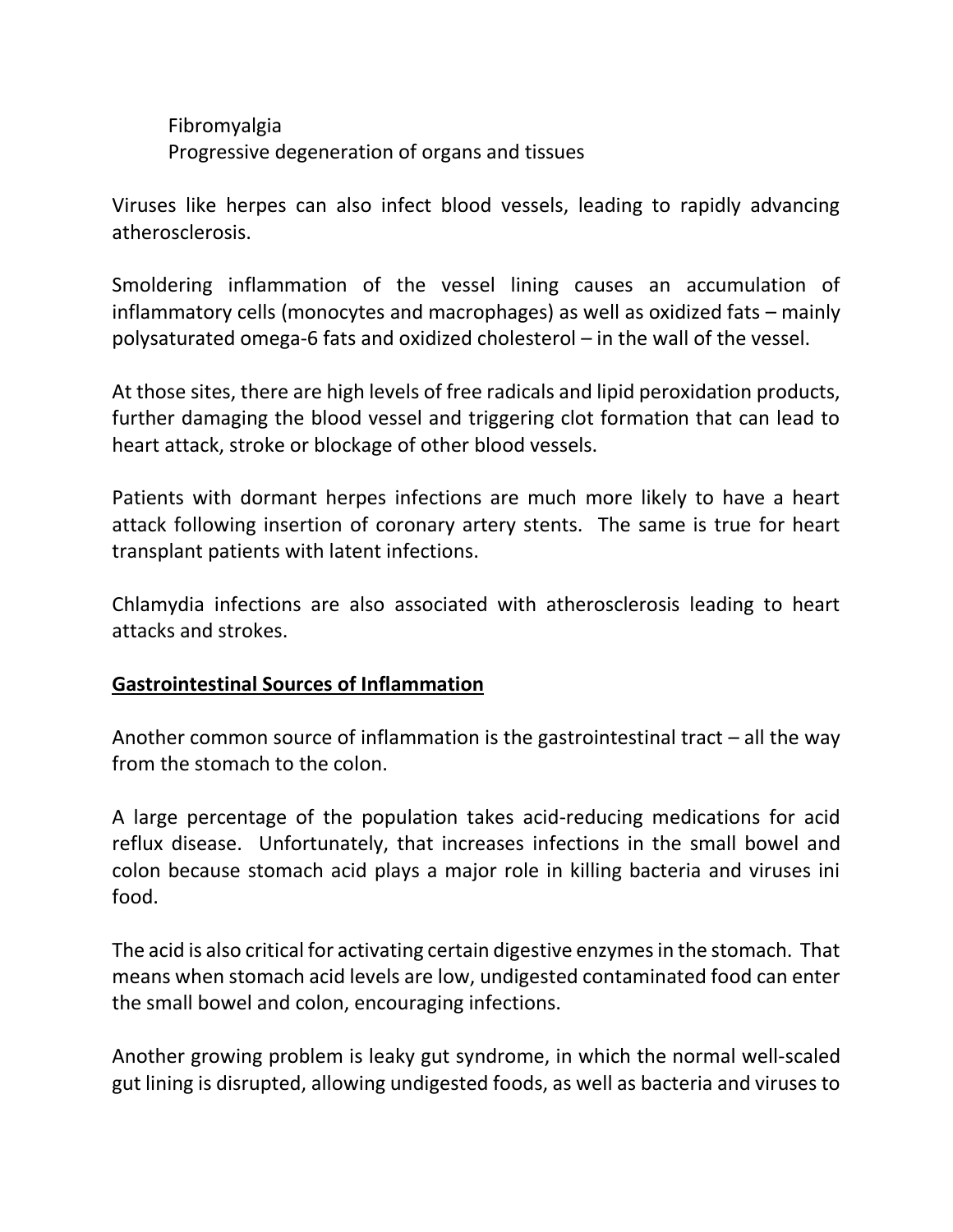Fibromyalgia
Progressive degeneration of organs and tissues

Viruses like herpes can also infect blood vessels, leading to rapidly advancing atherosclerosis.

Smoldering inflammation of the vessel lining causes an accumulation of inflammatory cells (monocytes and macrophages) as well as oxidized fats – mainly polysaturated omega-6 fats and oxidized cholesterol – in the wall of the vessel.

At those sites, there are high levels of free radicals and lipid peroxidation products, further damaging the blood vessel and triggering clot formation that can lead to heart attack, stroke or blockage of other blood vessels.

Patients with dormant herpes infections are much more likely to have a heart attack following insertion of coronary artery stents. The same is true for heart transplant patients with latent infections.

Chlamydia infections are also associated with atherosclerosis leading to heart attacks and strokes.

**Gastrointestinal Sources of Inflammation**

Another common source of inflammation is the gastrointestinal tract – all the way from the stomach to the colon.

A large percentage of the population takes acid-reducing medications for acid reflux disease. Unfortunately, that increases infections in the small bowel and colon because stomach acid plays a major role in killing bacteria and viruses ini food.

The acid is also critical for activating certain digestive enzymes in the stomach. That means when stomach acid levels are low, undigested contaminated food can enter the small bowel and colon, encouraging infections.

Another growing problem is leaky gut syndrome, in which the normal well-scaled gut lining is disrupted, allowing undigested foods, as well as bacteria and viruses to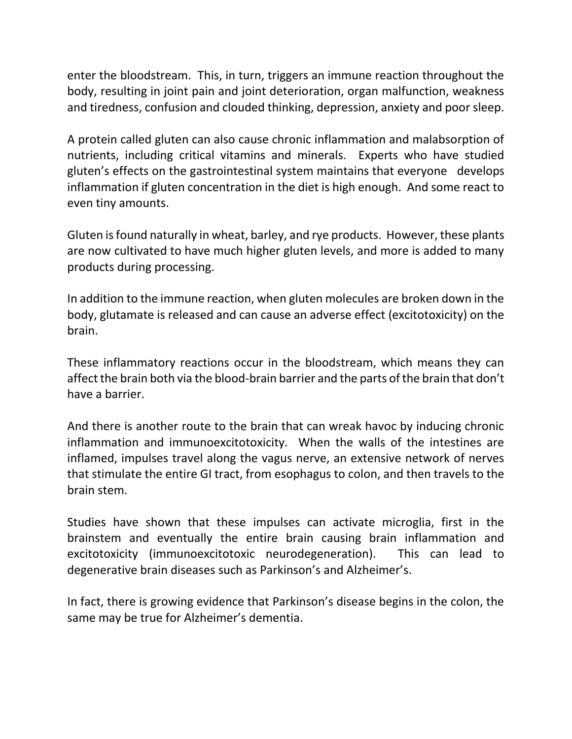enter the bloodstream. This, in turn, triggers an immune reaction throughout the body, resulting in joint pain and joint deterioration, organ malfunction, weakness and tiredness, confusion and clouded thinking, depression, anxiety and poor sleep.

A protein called gluten can also cause chronic inflammation and malabsorption of nutrients, including critical vitamins and minerals. Experts who have studied gluten's effects on the gastrointestinal system maintains that everyone develops inflammation if gluten concentration in the diet is high enough. And some react to even tiny amounts.

Gluten is found naturally in wheat, barley, and rye products. However, these plants are now cultivated to have much higher gluten levels, and more is added to many products during processing.

In addition to the immune reaction, when gluten molecules are broken down in the body, glutamate is released and can cause an adverse effect (excitotoxicity) on the brain.

These inflammatory reactions occur in the bloodstream, which means they can affect the brain both via the blood-brain barrier and the parts of the brain that don't have a barrier.

And there is another route to the brain that can wreak havoc by inducing chronic inflammation and immunoexcitotoxicity. When the walls of the intestines are inflamed, impulses travel along the vagus nerve, an extensive network of nerves that stimulate the entire GI tract, from esophagus to colon, and then travels to the brain stem.

Studies have shown that these impulses can activate microglia, first in the brainstem and eventually the entire brain causing brain inflammation and excitotoxicity (immunoexcitotoxic neurodegeneration). This can lead to degenerative brain diseases such as Parkinson's and Alzheimer's.

In fact, there is growing evidence that Parkinson's disease begins in the colon, the same may be true for Alzheimer's dementia.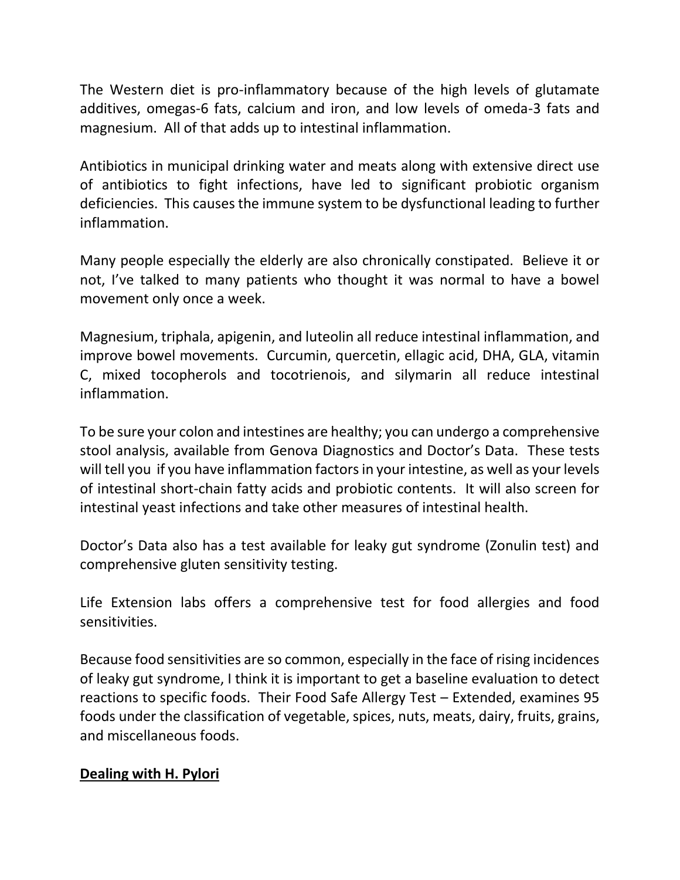The Western diet is pro-inflammatory because of the high levels of glutamate additives, omegas-6 fats, calcium and iron, and low levels of omeda-3 fats and magnesium. All of that adds up to intestinal inflammation.

Antibiotics in municipal drinking water and meats along with extensive direct use of antibiotics to fight infections, have led to significant probiotic organism deficiencies. This causes the immune system to be dysfunctional leading to further inflammation.

Many people especially the elderly are also chronically constipated. Believe it or not, I've talked to many patients who thought it was normal to have a bowel movement only once a week.

Magnesium, triphala, apigenin, and luteolin all reduce intestinal inflammation, and improve bowel movements. Curcumin, quercetin, ellagic acid, DHA, GLA, vitamin C, mixed tocopherols and tocotrienois, and silymarin all reduce intestinal inflammation.

To be sure your colon and intestines are healthy; you can undergo a comprehensive stool analysis, available from Genova Diagnostics and Doctor's Data. These tests will tell you if you have inflammation factors in your intestine, as well as your levels of intestinal short-chain fatty acids and probiotic contents. It will also screen for intestinal yeast infections and take other measures of intestinal health.

Doctor's Data also has a test available for leaky gut syndrome (Zonulin test) and comprehensive gluten sensitivity testing.

Life Extension labs offers a comprehensive test for food allergies and food sensitivities.

Because food sensitivities are so common, especially in the face of rising incidences of leaky gut syndrome, I think it is important to get a baseline evaluation to detect reactions to specific foods. Their Food Safe Allergy Test – Extended, examines 95 foods under the classification of vegetable, spices, nuts, meats, dairy, fruits, grains, and miscellaneous foods.

**Dealing with H. Pylori**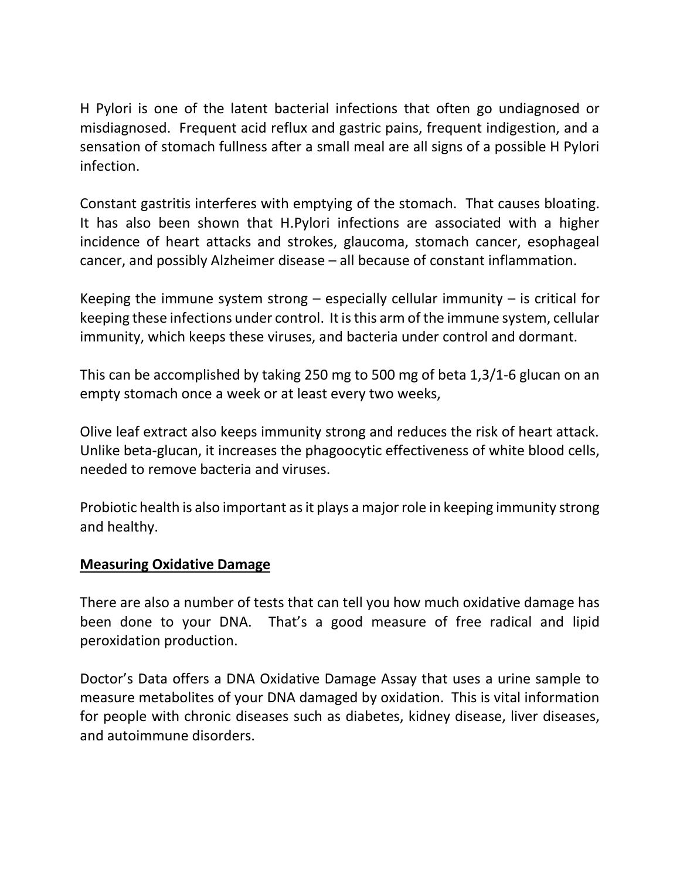H Pylori is one of the latent bacterial infections that often go undiagnosed or misdiagnosed. Frequent acid reflux and gastric pains, frequent indigestion, and a sensation of stomach fullness after a small meal are all signs of a possible H Pylori infection.

Constant gastritis interferes with emptying of the stomach. That causes bloating. It has also been shown that H.Pylori infections are associated with a higher incidence of heart attacks and strokes, glaucoma, stomach cancer, esophageal cancer, and possibly Alzheimer disease – all because of constant inflammation.

Keeping the immune system strong – especially cellular immunity – is critical for keeping these infections under control. It is this arm of the immune system, cellular immunity, which keeps these viruses, and bacteria under control and dormant.

This can be accomplished by taking 250 mg to 500 mg of beta 1,3/1-6 glucan on an empty stomach once a week or at least every two weeks,

Olive leaf extract also keeps immunity strong and reduces the risk of heart attack. Unlike beta-glucan, it increases the phagoocytic effectiveness of white blood cells, needed to remove bacteria and viruses.

Probiotic health is also important as it plays a major role in keeping immunity strong and healthy.

## Measuring Oxidative Damage

There are also a number of tests that can tell you how much oxidative damage has been done to your DNA. That's a good measure of free radical and lipid peroxidation production.

Doctor's Data offers a DNA Oxidative Damage Assay that uses a urine sample to measure metabolites of your DNA damaged by oxidation. This is vital information for people with chronic diseases such as diabetes, kidney disease, liver diseases, and autoimmune disorders.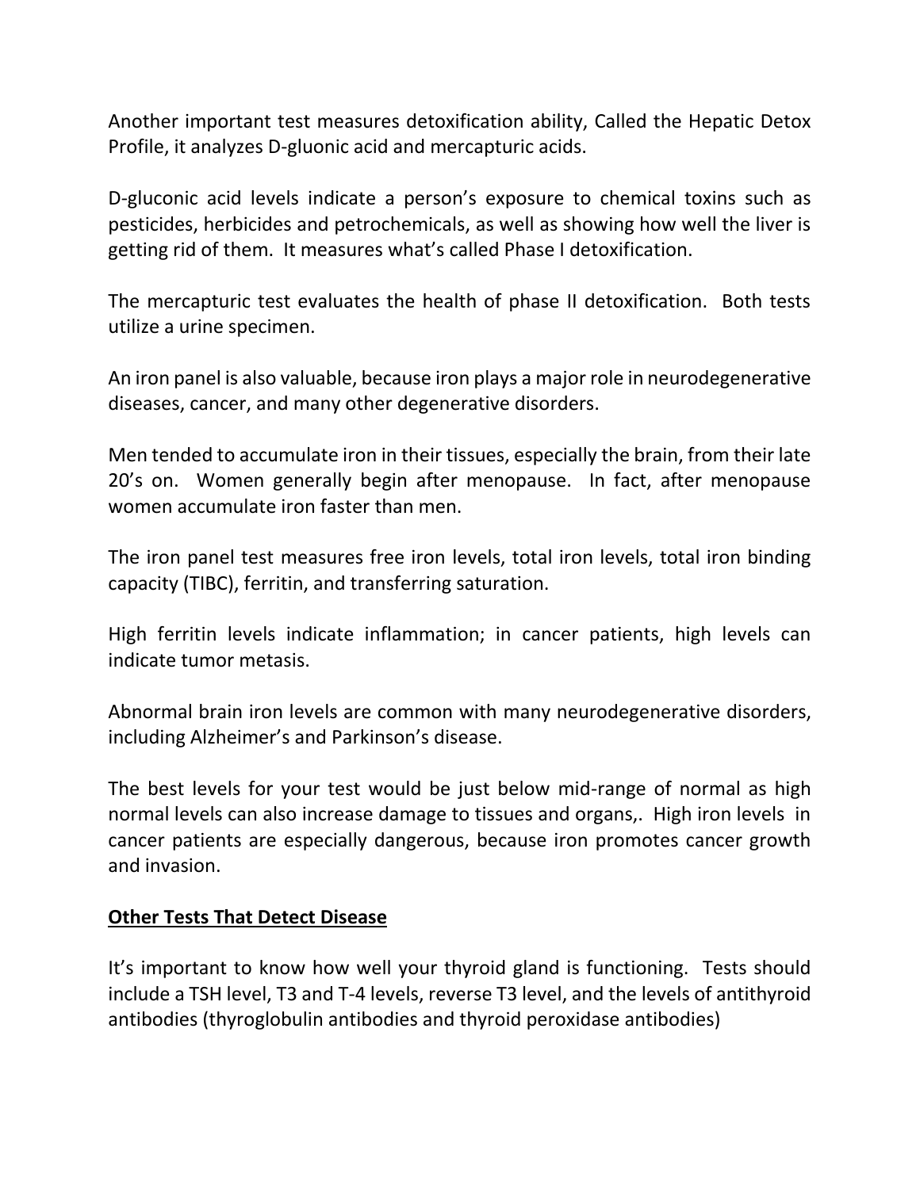Another important test measures detoxification ability, Called the Hepatic Detox Profile, it analyzes D-gluonic acid and mercapturic acids.

D-gluconic acid levels indicate a person's exposure to chemical toxins such as pesticides, herbicides and petrochemicals, as well as showing how well the liver is getting rid of them. It measures what's called Phase I detoxification.

The mercapturic test evaluates the health of phase II detoxification. Both tests utilize a urine specimen.

An iron panel is also valuable, because iron plays a major role in neurodegenerative diseases, cancer, and many other degenerative disorders.

Men tended to accumulate iron in their tissues, especially the brain, from their late 20's on. Women generally begin after menopause. In fact, after menopause women accumulate iron faster than men.

The iron panel test measures free iron levels, total iron levels, total iron binding capacity (TIBC), ferritin, and transferring saturation.

High ferritin levels indicate inflammation; in cancer patients, high levels can indicate tumor metasis.

Abnormal brain iron levels are common with many neurodegenerative disorders, including Alzheimer's and Parkinson's disease.

The best levels for your test would be just below mid-range of normal as high normal levels can also increase damage to tissues and organs,. High iron levels in cancer patients are especially dangerous, because iron promotes cancer growth and invasion.

**Other Tests That Detect Disease**

It's important to know how well your thyroid gland is functioning. Tests should include a TSH level, T3 and T-4 levels, reverse T3 level, and the levels of antithyroid antibodies (thyroglobulin antibodies and thyroid peroxidase antibodies)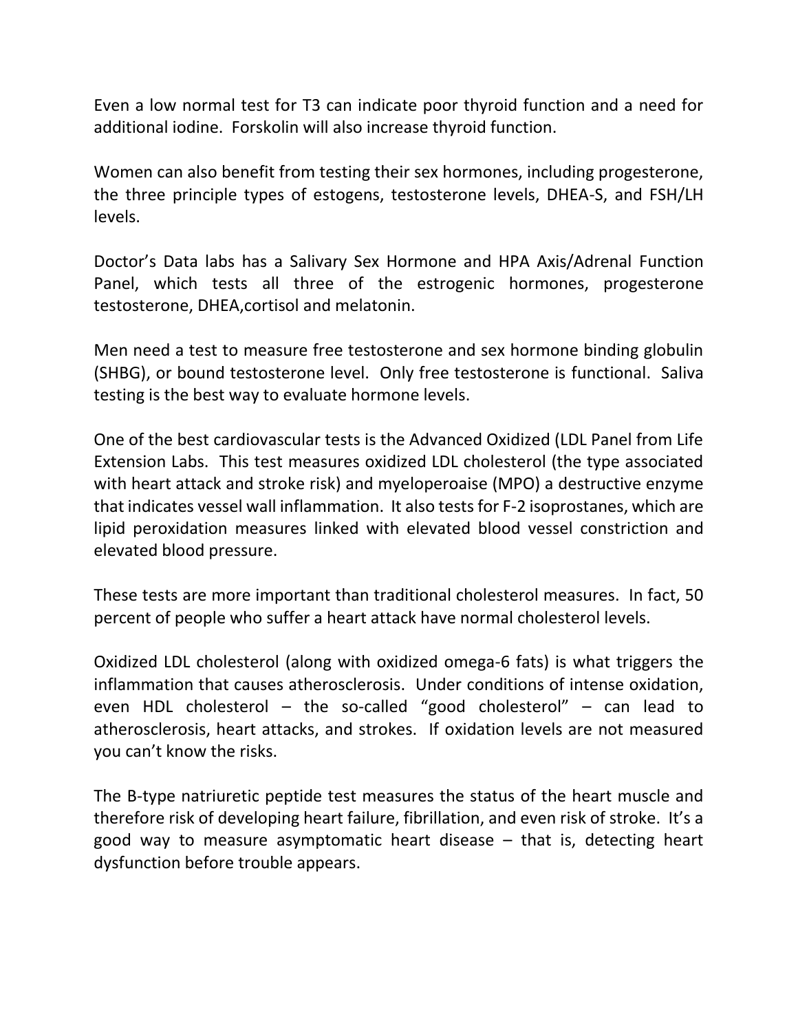Even a low normal test for T3 can indicate poor thyroid function and a need for additional iodine. Forskolin will also increase thyroid function.

Women can also benefit from testing their sex hormones, including progesterone, the three principle types of estogens, testosterone levels, DHEA-S, and FSH/LH levels.

Doctor's Data labs has a Salivary Sex Hormone and HPA Axis/Adrenal Function Panel, which tests all three of the estrogenic hormones, progesterone testosterone, DHEA,cortisol and melatonin.

Men need a test to measure free testosterone and sex hormone binding globulin (SHBG), or bound testosterone level. Only free testosterone is functional. Saliva testing is the best way to evaluate hormone levels.

One of the best cardiovascular tests is the Advanced Oxidized (LDL Panel from Life Extension Labs. This test measures oxidized LDL cholesterol (the type associated with heart attack and stroke risk) and myeloperoaise (MPO) a destructive enzyme that indicates vessel wall inflammation. It also tests for F-2 isoprostanes, which are lipid peroxidation measures linked with elevated blood vessel constriction and elevated blood pressure.

These tests are more important than traditional cholesterol measures. In fact, 50 percent of people who suffer a heart attack have normal cholesterol levels.

Oxidized LDL cholesterol (along with oxidized omega-6 fats) is what triggers the inflammation that causes atherosclerosis. Under conditions of intense oxidation, even HDL cholesterol – the so-called "good cholesterol" – can lead to atherosclerosis, heart attacks, and strokes. If oxidation levels are not measured you can't know the risks.

The B-type natriuretic peptide test measures the status of the heart muscle and therefore risk of developing heart failure, fibrillation, and even risk of stroke. It's a good way to measure asymptomatic heart disease – that is, detecting heart dysfunction before trouble appears.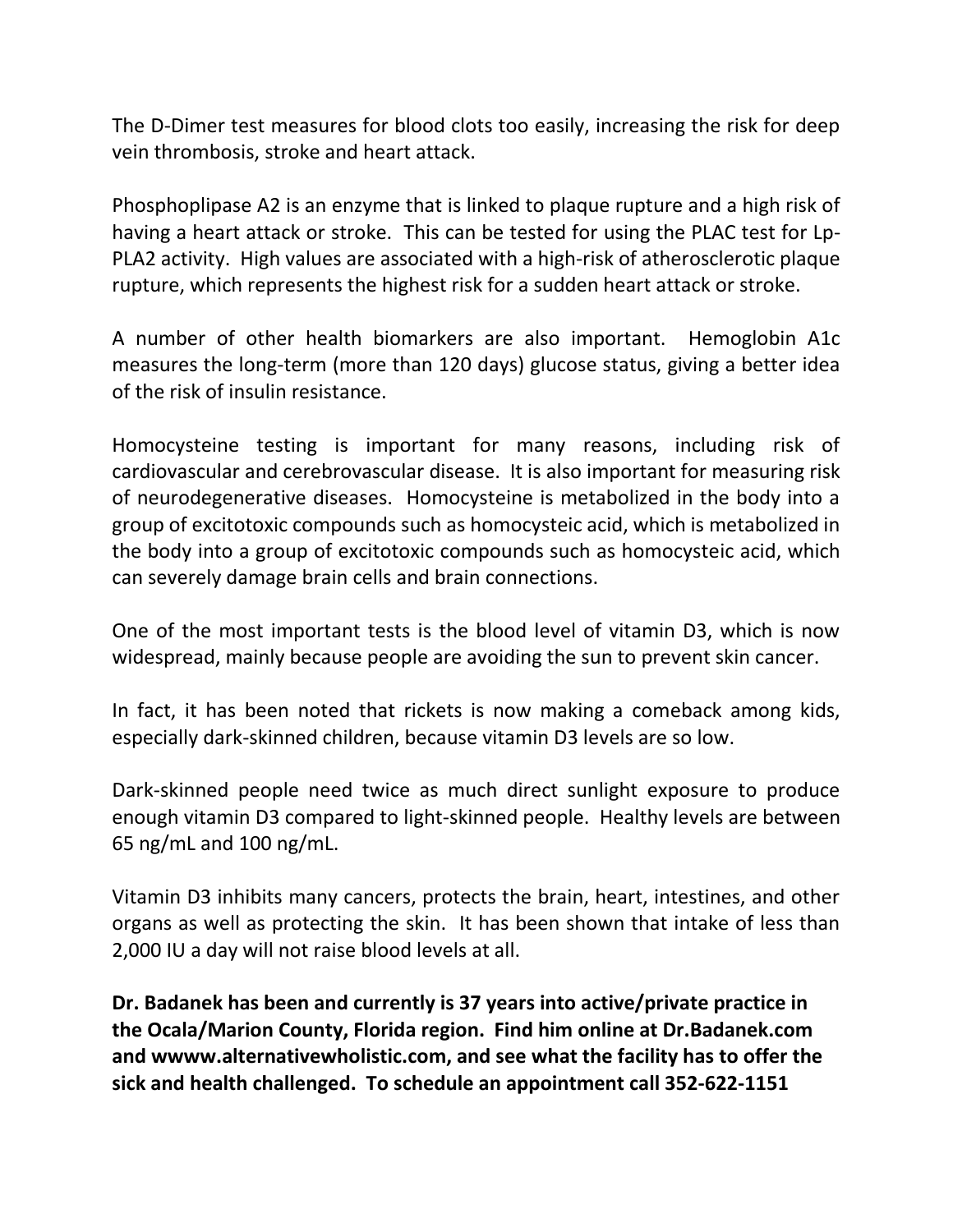The D-Dimer test measures for blood clots too easily, increasing the risk for deep vein thrombosis, stroke and heart attack.

Phosphoplipase A2 is an enzyme that is linked to plaque rupture and a high risk of having a heart attack or stroke. This can be tested for using the PLAC test for Lp-PLA2 activity. High values are associated with a high-risk of atherosclerotic plaque rupture, which represents the highest risk for a sudden heart attack or stroke.

A number of other health biomarkers are also important. Hemoglobin A1c measures the long-term (more than 120 days) glucose status, giving a better idea of the risk of insulin resistance.

Homocysteine testing is important for many reasons, including risk of cardiovascular and cerebrovascular disease. It is also important for measuring risk of neurodegenerative diseases. Homocysteine is metabolized in the body into a group of excitotoxic compounds such as homocysteic acid, which is metabolized in the body into a group of excitotoxic compounds such as homocysteic acid, which can severely damage brain cells and brain connections.

One of the most important tests is the blood level of vitamin D3, which is now widespread, mainly because people are avoiding the sun to prevent skin cancer.

In fact, it has been noted that rickets is now making a comeback among kids, especially dark-skinned children, because vitamin D3 levels are so low.

Dark-skinned people need twice as much direct sunlight exposure to produce enough vitamin D3 compared to light-skinned people. Healthy levels are between 65 ng/mL and 100 ng/mL.

Vitamin D3 inhibits many cancers, protects the brain, heart, intestines, and other organs as well as protecting the skin. It has been shown that intake of less than 2,000 IU a day will not raise blood levels at all.

**Dr. Badanek has been and currently is 37 years into active/private practice in the Ocala/Marion County, Florida region. Find him online at Dr.Badanek.com and wwww.alternativewholistic.com, and see what the facility has to offer the sick and health challenged. To schedule an appointment call 352-622-1151**